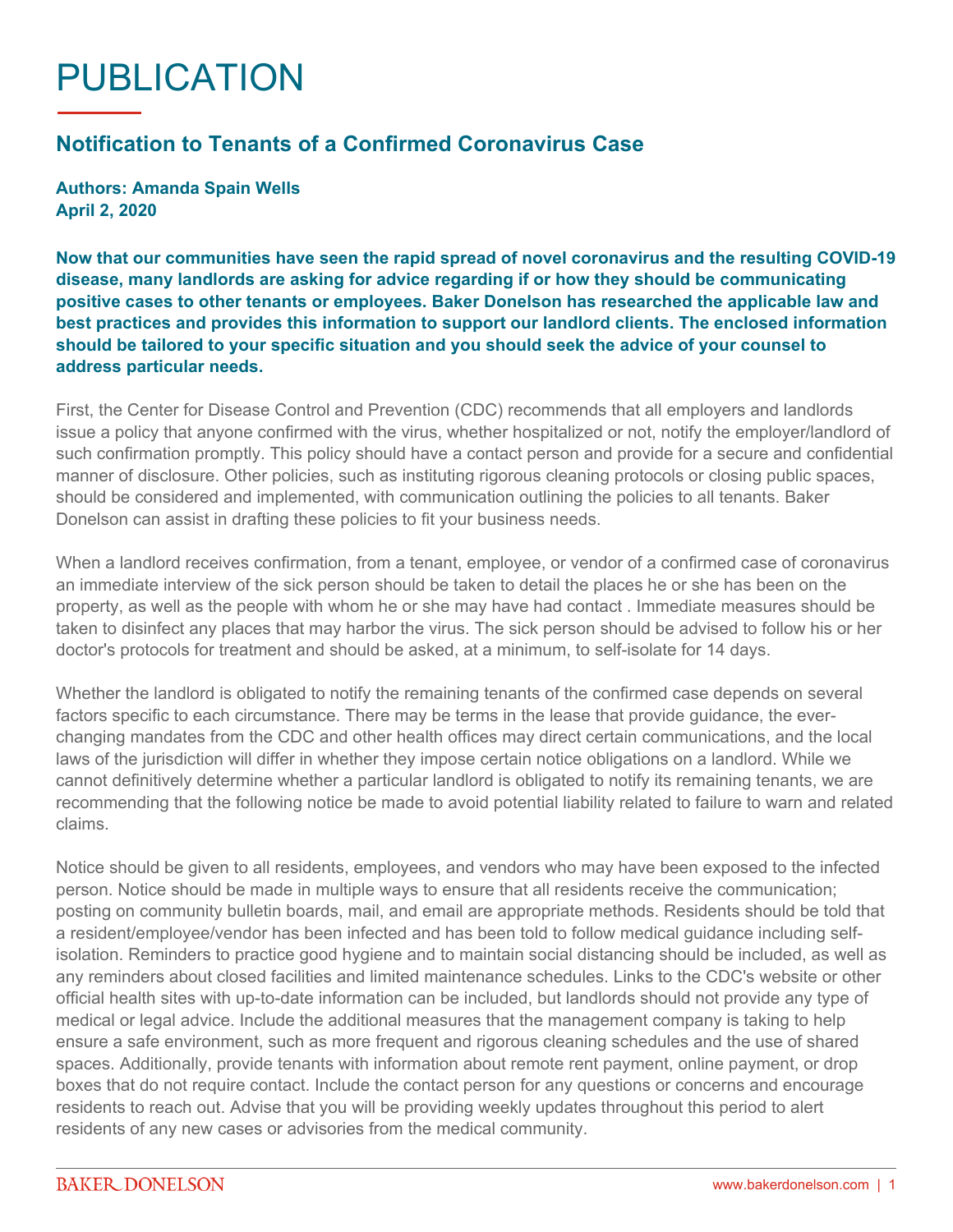# PUBLICATION

## Notification to Tenants of a Confirmed Coronavirus Case

**Authors: Amanda Spain Wells**
**April 2, 2020**

**Now that our communities have seen the rapid spread of novel coronavirus and the resulting COVID-19 disease, many landlords are asking for advice regarding if or how they should be communicating positive cases to other tenants or employees. Baker Donelson has researched the applicable law and best practices and provides this information to support our landlord clients. The enclosed information should be tailored to your specific situation and you should seek the advice of your counsel to address particular needs.**

First, the Center for Disease Control and Prevention (CDC) recommends that all employers and landlords issue a policy that anyone confirmed with the virus, whether hospitalized or not, notify the employer/landlord of such confirmation promptly. This policy should have a contact person and provide for a secure and confidential manner of disclosure. Other policies, such as instituting rigorous cleaning protocols or closing public spaces, should be considered and implemented, with communication outlining the policies to all tenants. Baker Donelson can assist in drafting these policies to fit your business needs.

When a landlord receives confirmation, from a tenant, employee, or vendor of a confirmed case of coronavirus an immediate interview of the sick person should be taken to detail the places he or she has been on the property, as well as the people with whom he or she may have had contact . Immediate measures should be taken to disinfect any places that may harbor the virus. The sick person should be advised to follow his or her doctor's protocols for treatment and should be asked, at a minimum, to self-isolate for 14 days.

Whether the landlord is obligated to notify the remaining tenants of the confirmed case depends on several factors specific to each circumstance. There may be terms in the lease that provide guidance, the ever-changing mandates from the CDC and other health offices may direct certain communications, and the local laws of the jurisdiction will differ in whether they impose certain notice obligations on a landlord. While we cannot definitively determine whether a particular landlord is obligated to notify its remaining tenants, we are recommending that the following notice be made to avoid potential liability related to failure to warn and related claims.

Notice should be given to all residents, employees, and vendors who may have been exposed to the infected person. Notice should be made in multiple ways to ensure that all residents receive the communication; posting on community bulletin boards, mail, and email are appropriate methods. Residents should be told that a resident/employee/vendor has been infected and has been told to follow medical guidance including self-isolation. Reminders to practice good hygiene and to maintain social distancing should be included, as well as any reminders about closed facilities and limited maintenance schedules. Links to the CDC's website or other official health sites with up-to-date information can be included, but landlords should not provide any type of medical or legal advice. Include the additional measures that the management company is taking to help ensure a safe environment, such as more frequent and rigorous cleaning schedules and the use of shared spaces. Additionally, provide tenants with information about remote rent payment, online payment, or drop boxes that do not require contact. Include the contact person for any questions or concerns and encourage residents to reach out. Advise that you will be providing weekly updates throughout this period to alert residents of any new cases or advisories from the medical community.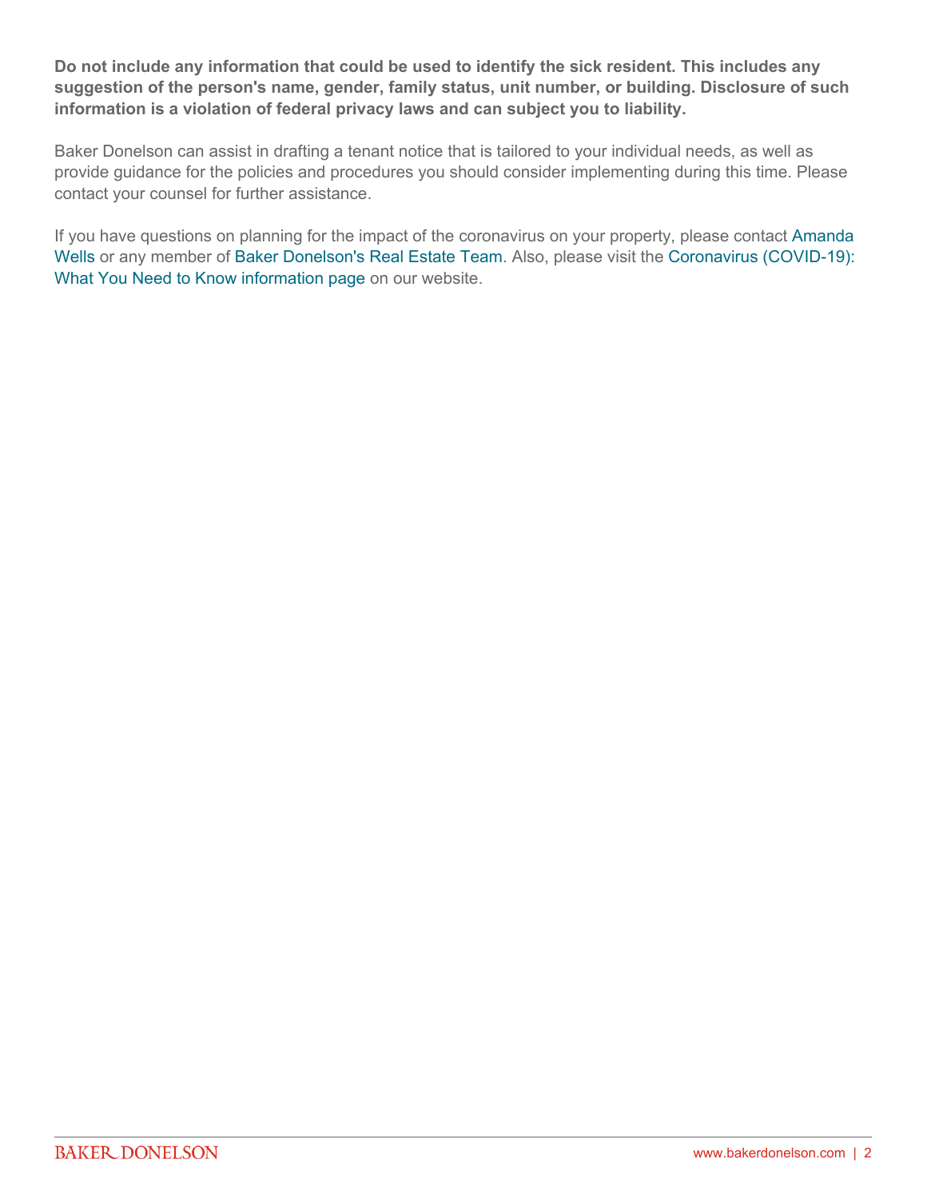**Do not include any information that could be used to identify the sick resident. This includes any suggestion of the person's name, gender, family status, unit number, or building. Disclosure of such information is a violation of federal privacy laws and can subject you to liability.**

Baker Donelson can assist in drafting a tenant notice that is tailored to your individual needs, as well as provide guidance for the policies and procedures you should consider implementing during this time. Please contact your counsel for further assistance.

If you have questions on planning for the impact of the coronavirus on your property, please contact Amanda Wells or any member of Baker Donelson's Real Estate Team. Also, please visit the Coronavirus (COVID-19): What You Need to Know information page on our website.